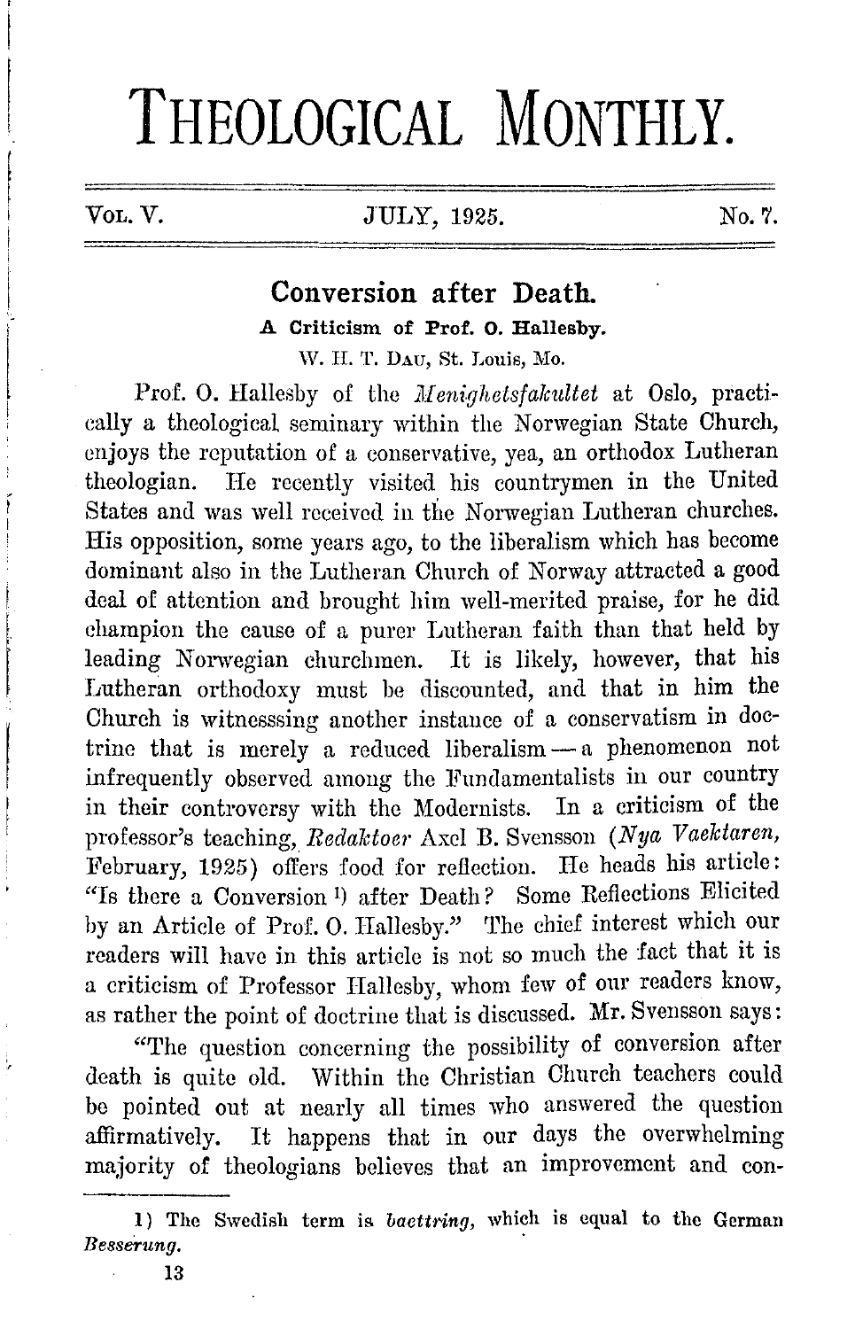# THEOLOGICAL MONTHLY.

VOL. V. JULY, 1925. No. 7.

## Conversion after Death.

### A Criticism of Prof. O. Hallesby.

W. H. T. DAU, St. Louis, Mo.

Prof. O. Hallesby of the *Menighetsfakultet* at Oslo, practically a theological seminary within the Norwegian State Church, enjoys the reputation of a conservative, yea, an orthodox Lutheran theologian. He recently visited his countrymen in the United States and was well received in the Norwegian Lutheran churches. His opposition, some years ago, to the liberalism which has become dominant also in the Lutheran Church of Norway attracted a good deal of attention and brought him well-merited praise, for he did champion the cause of a purer Lutheran faith than that held by leading Norwegian churchmen. It is likely, however, that his Lutheran orthodoxy must be discounted, and that in him the Church is witnesssing another instance of a conservatism in doctrine that is merely a reduced liberalism — a phenomenon not infrequently observed among the Fundamentalists in our country in their controversy with the Modernists. In a criticism of the professor's teaching, *Redaktoer* Axel B. Svensson (*Nya Vaektaren*, February, 1925) offers food for reflection. He heads his article: "Is there a Conversion [1] after Death? Some Reflections Elicited by an Article of Prof. O. Hallesby." The chief interest which our readers will have in this article is not so much the fact that it is a criticism of Professor Hallesby, whom few of our readers know, as rather the point of doctrine that is discussed. Mr. Svensson says:

"The question concerning the possibility of conversion after death is quite old. Within the Christian Church teachers could be pointed out at nearly all times who answered the question affirmatively. It happens that in our days the overwhelming majority of theologians believes that an improvement and con-

---

1) The Swedish term is *baettring*, which is equal to the German *Besserung*.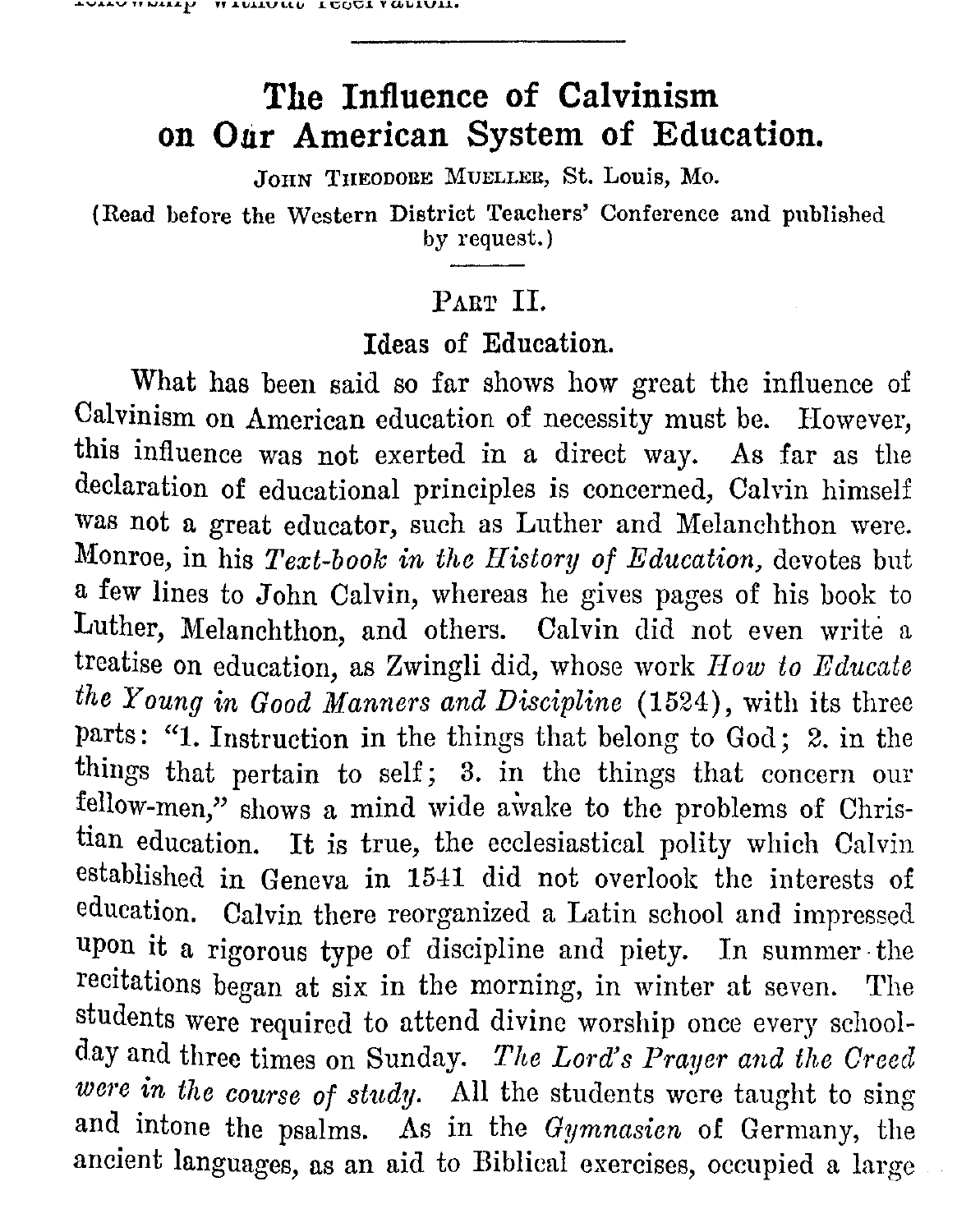# The Influence of Calvinism on Our American System of Education.

JOHN THEODORE MUELLER, St. Louis, Mo.

(Read before the Western District Teachers' Conference and published by request.)

## PART II.

### Ideas of Education.

What has been said so far shows how great the influence of Calvinism on American education of necessity must be. However, this influence was not exerted in a direct way. As far as the declaration of educational principles is concerned, Calvin himself was not a great educator, such as Luther and Melanchthon were. Monroe, in his *Text-book in the History of Education,* devotes but a few lines to John Calvin, whereas he gives pages of his book to Luther, Melanchthon, and others. Calvin did not even write a treatise on education, as Zwingli did, whose work *How to Educate the Young in Good Manners and Discipline* (1524), with its three parts: "1. Instruction in the things that belong to God; 2. in the things that pertain to self; 3. in the things that concern our fellow-men," shows a mind wide awake to the problems of Christian education. It is true, the ecclesiastical polity which Calvin established in Geneva in 1541 did not overlook the interests of education. Calvin there reorganized a Latin school and impressed upon it a rigorous type of discipline and piety. In summer the recitations began at six in the morning, in winter at seven. The students were required to attend divine worship once every school-day and three times on Sunday. *The Lord's Prayer and the Creed were in the course of study.* All the students were taught to sing and intone the psalms. As in the *Gymnasien* of Germany, the ancient languages, as an aid to Biblical exercises, occupied a large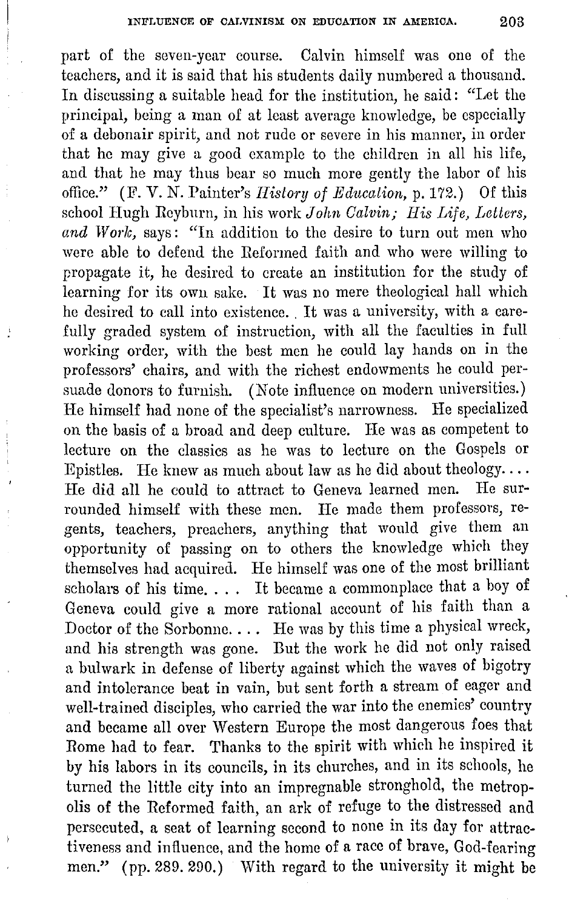part of the seven-year course. Calvin himself was one of the teachers, and it is said that his students daily numbered a thousand. In discussing a suitable head for the institution, he said: "Let the principal, being a man of at least average knowledge, be especially of a debonair spirit, and not rude or severe in his manner, in order that he may give a good example to the children in all his life, and that he may thus bear so much more gently the labor of his office." (F. V. N. Painter's *History of Education*, p. 172.) Of this school Hugh Reyburn, in his work *John Calvin; His Life, Letters, and Work*, says: "In addition to the desire to turn out men who were able to defend the Reformed faith and who were willing to propagate it, he desired to create an institution for the study of learning for its own sake. It was no mere theological hall which he desired to call into existence. It was a university, with a carefully graded system of instruction, with all the faculties in full working order, with the best men he could lay hands on in the professors' chairs, and with the richest endowments he could persuade donors to furnish. (Note influence on modern universities.) He himself had none of the specialist's narrowness. He specialized on the basis of a broad and deep culture. He was as competent to lecture on the classics as he was to lecture on the Gospels or Epistles. He knew as much about law as he did about theology.... He did all he could to attract to Geneva learned men. He surrounded himself with these men. He made them professors, regents, teachers, preachers, anything that would give them an opportunity of passing on to others the knowledge which they themselves had acquired. He himself was one of the most brilliant scholars of his time. . . . It became a commonplace that a boy of Geneva could give a more rational account of his faith than a Doctor of the Sorbonne. . . . He was by this time a physical wreck, and his strength was gone. But the work he did not only raised a bulwark in defense of liberty against which the waves of bigotry and intolerance beat in vain, but sent forth a stream of eager and well-trained disciples, who carried the war into the enemies' country and became all over Western Europe the most dangerous foes that Rome had to fear. Thanks to the spirit with which he inspired it by his labors in its councils, in its churches, and in its schools, he turned the little city into an impregnable stronghold, the metropolis of the Reformed faith, an ark of refuge to the distressed and persecuted, a seat of learning second to none in its day for attractiveness and influence, and the home of a race of brave, God-fearing men." (pp. 289. 290.) With regard to the university it might be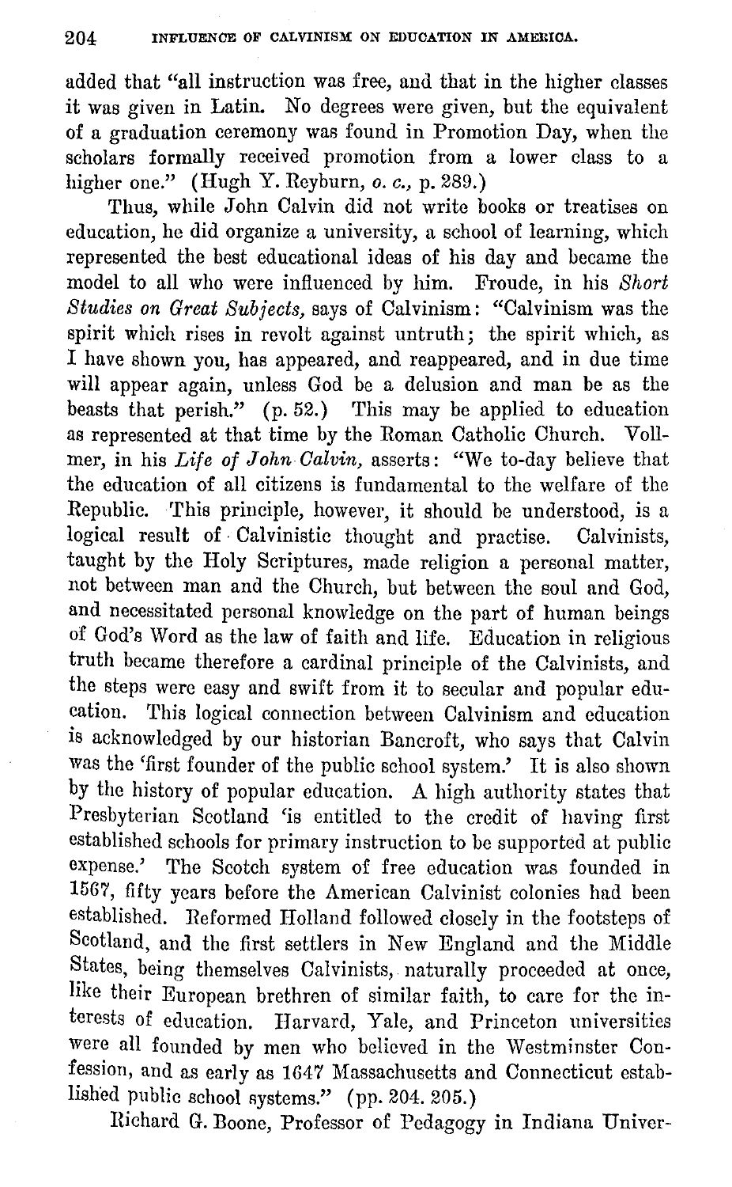added that "all instruction was free, and that in the higher classes it was given in Latin. No degrees were given, but the equivalent of a graduation ceremony was found in Promotion Day, when the scholars formally received promotion from a lower class to a higher one." (Hugh Y. Reyburn, *o. c.*, p. 289.)

Thus, while John Calvin did not write books or treatises on education, he did organize a university, a school of learning, which represented the best educational ideas of his day and became the model to all who were influenced by him. Froude, in his *Short Studies on Great Subjects,* says of Calvinism: "Calvinism was the spirit which rises in revolt against untruth; the spirit which, as I have shown you, has appeared, and reappeared, and in due time will appear again, unless God be a delusion and man be as the beasts that perish." (p. 52.) This may be applied to education as represented at that time by the Roman Catholic Church. Vollmer, in his *Life of John Calvin,* asserts: "We to-day believe that the education of all citizens is fundamental to the welfare of the Republic. This principle, however, it should be understood, is a logical result of Calvinistic thought and practise. Calvinists, taught by the Holy Scriptures, made religion a personal matter, not between man and the Church, but between the soul and God, and necessitated personal knowledge on the part of human beings of God's Word as the law of faith and life. Education in religious truth became therefore a cardinal principle of the Calvinists, and the steps were easy and swift from it to secular and popular education. This logical connection between Calvinism and education is acknowledged by our historian Bancroft, who says that Calvin was the 'first founder of the public school system.' It is also shown by the history of popular education. A high authority states that Presbyterian Scotland 'is entitled to the credit of having first established schools for primary instruction to be supported at public expense.' The Scotch system of free education was founded in 1567, fifty years before the American Calvinist colonies had been established. Reformed Holland followed closely in the footsteps of Scotland, and the first settlers in New England and the Middle States, being themselves Calvinists, naturally proceeded at once, like their European brethren of similar faith, to care for the interests of education. Harvard, Yale, and Princeton universities were all founded by men who believed in the Westminster Confession, and as early as 1647 Massachusetts and Connecticut established public school systems." (pp. 204. 205.)

Richard G. Boone, Professor of Pedagogy in Indiana Univer-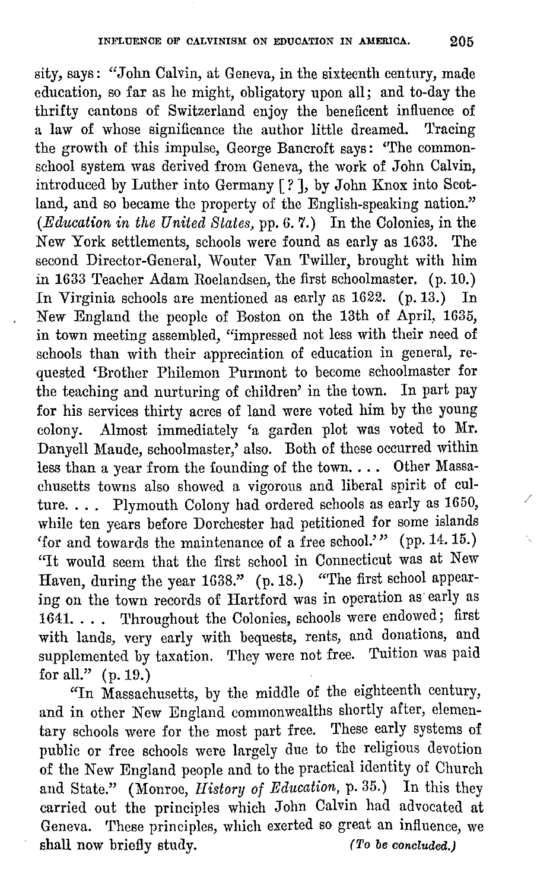sity, says: "John Calvin, at Geneva, in the sixteenth century, made education, so far as he might, obligatory upon all; and to-day the thrifty cantons of Switzerland enjoy the beneficent influence of a law of whose significance the author little dreamed. Tracing the growth of this impulse, George Bancroft says: 'The common-school system was derived from Geneva, the work of John Calvin, introduced by Luther into Germany [?], by John Knox into Scotland, and so became the property of the English-speaking nation." (*Education in the United States*, pp. 6. 7.) In the Colonies, in the New York settlements, schools were found as early as 1633. The second Director-General, Wouter Van Twiller, brought with him in 1633 Teacher Adam Roelandsen, the first schoolmaster. (p. 10.) In Virginia schools are mentioned as early as 1622. (p. 13.) In New England the people of Boston on the 13th of April, 1635, in town meeting assembled, "impressed not less with their need of schools than with their appreciation of education in general, requested 'Brother Philemon Purmont to become schoolmaster for the teaching and nurturing of children' in the town. In part pay for his services thirty acres of land were voted him by the young colony. Almost immediately 'a garden plot was voted to Mr. Danyell Maude, schoolmaster,' also. Both of these occurred within less than a year from the founding of the town. . . . Other Massachusetts towns also showed a vigorous and liberal spirit of culture. . . . Plymouth Colony had ordered schools as early as 1650, while ten years before Dorchester had petitioned for some islands 'for and towards the maintenance of a free school.'" (pp. 14. 15.) "It would seem that the first school in Connecticut was at New Haven, during the year 1638." (p. 18.) "The first school appearing on the town records of Hartford was in operation as early as 1641. . . . Throughout the Colonies, schools were endowed; first with lands, very early with bequests, rents, and donations, and supplemented by taxation. They were not free. Tuition was paid for all." (p. 19.)

"In Massachusetts, by the middle of the eighteenth century, and in other New England commonwealths shortly after, elementary schools were for the most part free. These early systems of public or free schools were largely due to the religious devotion of the New England people and to the practical identity of Church and State." (Monroe, *History of Education*, p. 35.) In this they carried out the principles which John Calvin had advocated at Geneva. These principles, which exerted so great an influence, we shall now briefly study. *(To be concluded.)*